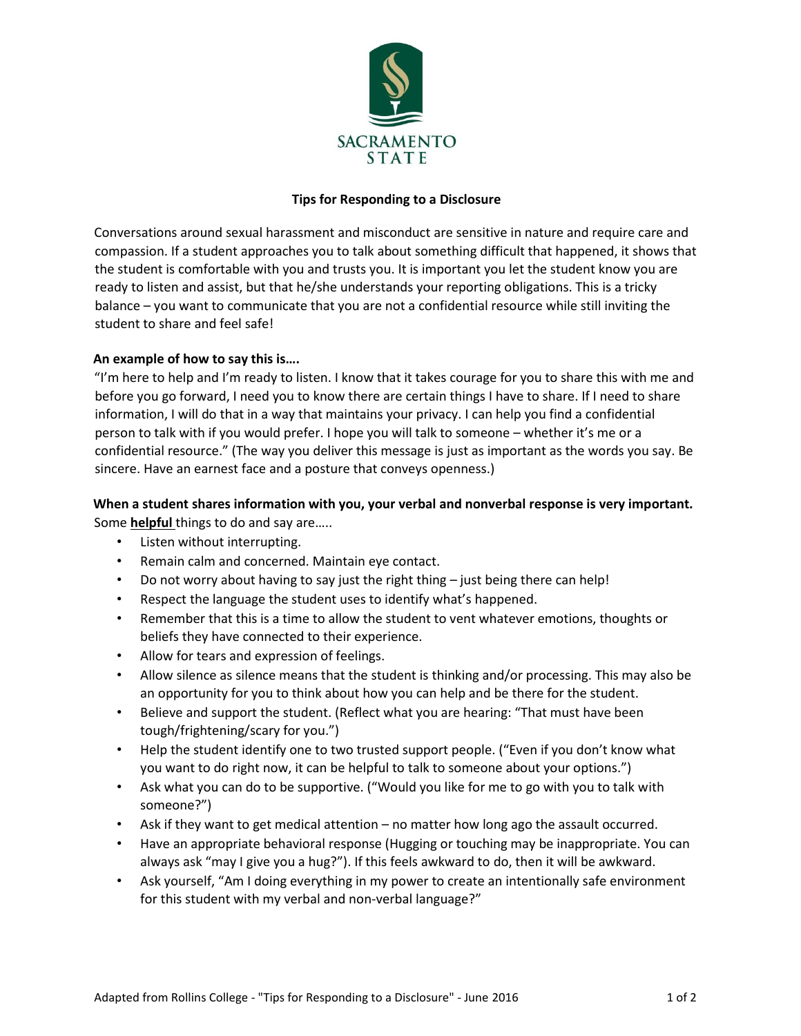SACRAMENTO STATE

# Tips for Responding to a Disclosure

Conversations around sexual harassment and misconduct are sensitive in nature and require care and compassion. If a student approaches you to talk about something difficult that happened, it shows that the student is comfortable with you and trusts you. It is important you let the student know you are ready to listen and assist, but that he/she understands your reporting obligations. This is a tricky balance – you want to communicate that you are not a confidential resource while still inviting the student to share and feel safe!

**An example of how to say this is….**

"I'm here to help and I'm ready to listen. I know that it takes courage for you to share this with me and before you go forward, I need you to know there are certain things I have to share. If I need to share information, I will do that in a way that maintains your privacy. I can help you find a confidential person to talk with if you would prefer. I hope you will talk to someone – whether it's me or a confidential resource." (The way you deliver this message is just as important as the words you say. Be sincere. Have an earnest face and a posture that conveys openness.)

**When a student shares information with you, your verbal and nonverbal response is very important.**

Some **helpful** things to do and say are…..

- Listen without interrupting.
- Remain calm and concerned. Maintain eye contact.
- Do not worry about having to say just the right thing – just being there can help!
- Respect the language the student uses to identify what's happened.
- Remember that this is a time to allow the student to vent whatever emotions, thoughts or beliefs they have connected to their experience.
- Allow for tears and expression of feelings.
- Allow silence as silence means that the student is thinking and/or processing. This may also be an opportunity for you to think about how you can help and be there for the student.
- Believe and support the student. (Reflect what you are hearing: "That must have been tough/frightening/scary for you.")
- Help the student identify one to two trusted support people. ("Even if you don't know what you want to do right now, it can be helpful to talk to someone about your options.")
- Ask what you can do to be supportive. ("Would you like for me to go with you to talk with someone?")
- Ask if they want to get medical attention – no matter how long ago the assault occurred.
- Have an appropriate behavioral response (Hugging or touching may be inappropriate. You can always ask "may I give you a hug?"). If this feels awkward to do, then it will be awkward.
- Ask yourself, "Am I doing everything in my power to create an intentionally safe environment for this student with my verbal and non-verbal language?"

Adapted from Rollins College - "Tips for Responding to a Disclosure" - June 2016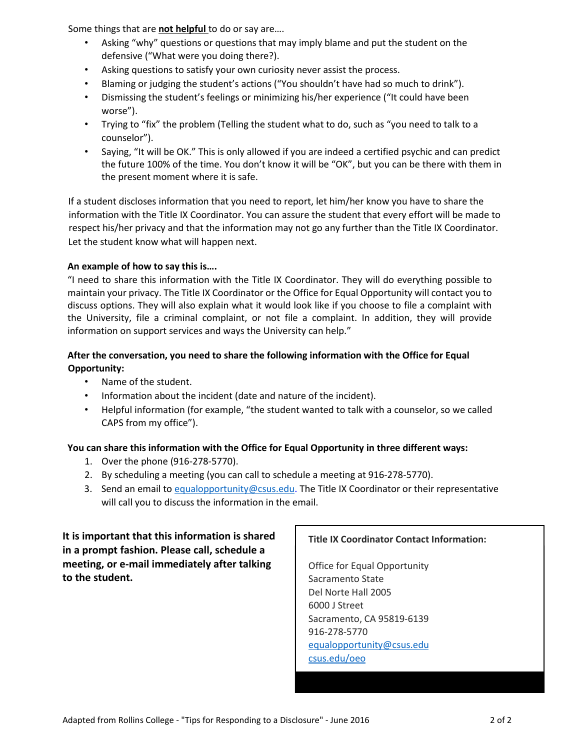Some things that are **not helpful** to do or say are….

- Asking "why" questions or questions that may imply blame and put the student on the defensive ("What were you doing there?).
- Asking questions to satisfy your own curiosity never assist the process.
- Blaming or judging the student's actions ("You shouldn't have had so much to drink").
- Dismissing the student's feelings or minimizing his/her experience ("It could have been worse").
- Trying to "fix" the problem (Telling the student what to do, such as "you need to talk to a counselor").
- Saying, "It will be OK." This is only allowed if you are indeed a certified psychic and can predict the future 100% of the time. You don't know it will be "OK", but you can be there with them in the present moment where it is safe.

If a student discloses information that you need to report, let him/her know you have to share the information with the Title IX Coordinator. You can assure the student that every effort will be made to respect his/her privacy and that the information may not go any further than the Title IX Coordinator. Let the student know what will happen next.

**An example of how to say this is….**

"I need to share this information with the Title IX Coordinator. They will do everything possible to maintain your privacy. The Title IX Coordinator or the Office for Equal Opportunity will contact you to discuss options. They will also explain what it would look like if you choose to file a complaint with the University, file a criminal complaint, or not file a complaint. In addition, they will provide information on support services and ways the University can help."

**After the conversation, you need to share the following information with the Office for Equal Opportunity:**

- Name of the student.
- Information about the incident (date and nature of the incident).
- Helpful information (for example, "the student wanted to talk with a counselor, so we called CAPS from my office").

**You can share this information with the Office for Equal Opportunity in three different ways:**

1. Over the phone (916-278-5770).
2. By scheduling a meeting (you can call to schedule a meeting at 916-278-5770).
3. Send an email to equalopportunity@csus.edu. The Title IX Coordinator or their representative will call you to discuss the information in the email.

**It is important that this information is shared in a prompt fashion. Please call, schedule a meeting, or e-mail immediately after talking to the student.**

**Title IX Coordinator Contact Information:**

Office for Equal Opportunity
Sacramento State
Del Norte Hall 2005
6000 J Street
Sacramento, CA 95819-6139
916-278-5770
equalopportunity@csus.edu
csus.edu/oeo

Adapted from Rollins College - "Tips for Responding to a Disclosure" - June 2016